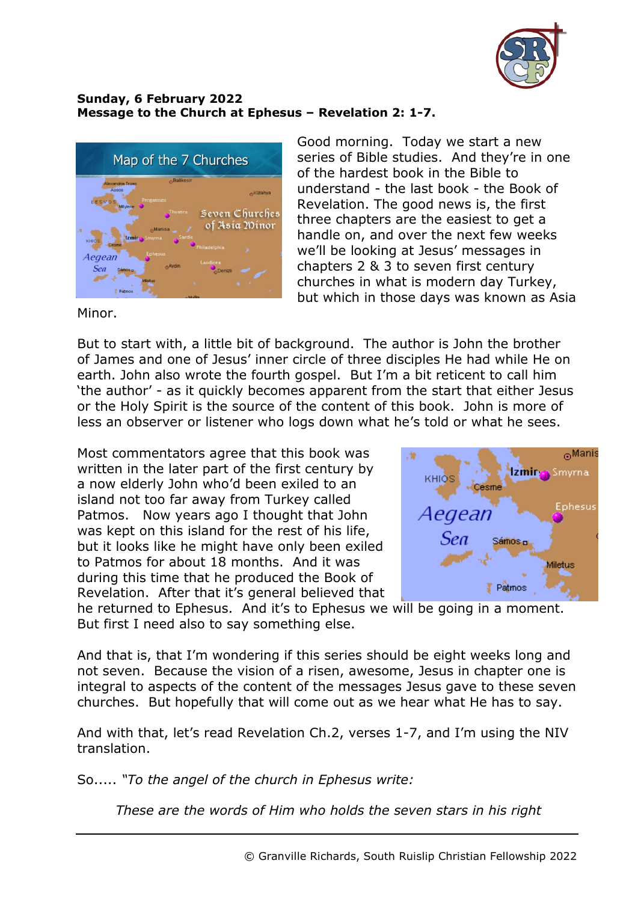**Sunday, 6 February 2022**
**Message to the Church at Ephesus – Revelation 2: 1-7.**

Good morning. Today we start a new series of Bible studies. And they're in one of the hardest book in the Bible to understand - the last book - the Book of Revelation. The good news is, the first three chapters are the easiest to get a handle on, and over the next few weeks we'll be looking at Jesus' messages in chapters 2 & 3 to seven first century churches in what is modern day Turkey, but which in those days was known as Asia Minor.

But to start with, a little bit of background. The author is John the brother of James and one of Jesus' inner circle of three disciples He had while He on earth. John also wrote the fourth gospel. But I'm a bit reticent to call him 'the author' - as it quickly becomes apparent from the start that either Jesus or the Holy Spirit is the source of the content of this book. John is more of less an observer or listener who logs down what he's told or what he sees.

Most commentators agree that this book was written in the later part of the first century by a now elderly John who'd been exiled to an island not too far away from Turkey called Patmos. Now years ago I thought that John was kept on this island for the rest of his life, but it looks like he might have only been exiled to Patmos for about 18 months. And it was during this time that he produced the Book of Revelation. After that it's general believed that he returned to Ephesus. And it's to Ephesus we will be going in a moment. But first I need also to say something else.

And that is, that I'm wondering if this series should be eight weeks long and not seven. Because the vision of a risen, awesome, Jesus in chapter one is integral to aspects of the content of the messages Jesus gave to these seven churches. But hopefully that will come out as we hear what He has to say.

And with that, let's read Revelation Ch.2, verses 1-7, and I'm using the NIV translation.

So..... *"To the angel of the church in Ephesus write:*

> *These are the words of Him who holds the seven stars in his right*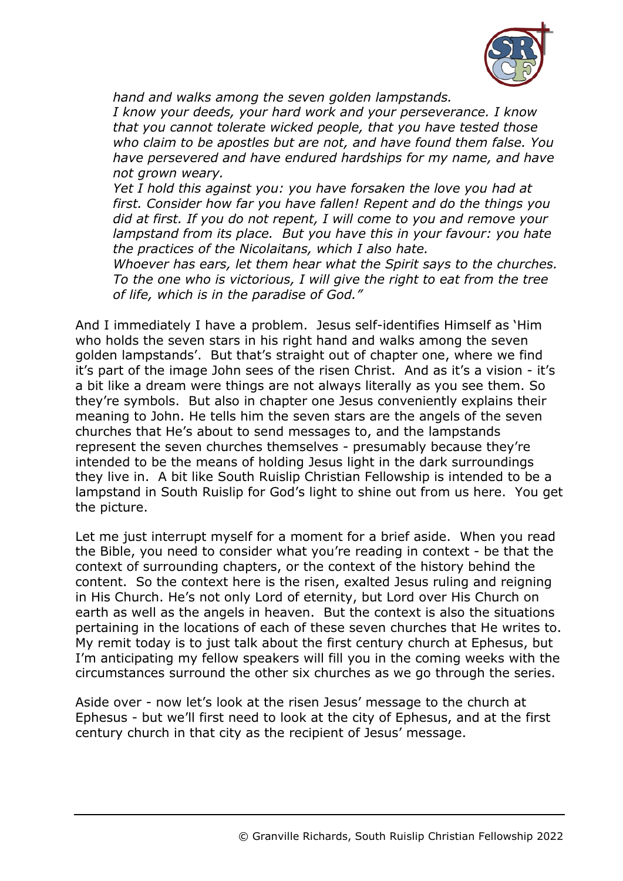*hand and walks among the seven golden lampstands.*
*I know your deeds, your hard work and your perseverance. I know that you cannot tolerate wicked people, that you have tested those who claim to be apostles but are not, and have found them false. You have persevered and have endured hardships for my name, and have not grown weary.*
*Yet I hold this against you: you have forsaken the love you had at first. Consider how far you have fallen! Repent and do the things you did at first. If you do not repent, I will come to you and remove your lampstand from its place. But you have this in your favour: you hate the practices of the Nicolaitans, which I also hate.*
*Whoever has ears, let them hear what the Spirit says to the churches. To the one who is victorious, I will give the right to eat from the tree of life, which is in the paradise of God."*

And I immediately I have a problem. Jesus self-identifies Himself as 'Him who holds the seven stars in his right hand and walks among the seven golden lampstands'. But that's straight out of chapter one, where we find it's part of the image John sees of the risen Christ. And as it's a vision - it's a bit like a dream were things are not always literally as you see them. So they're symbols. But also in chapter one Jesus conveniently explains their meaning to John. He tells him the seven stars are the angels of the seven churches that He's about to send messages to, and the lampstands represent the seven churches themselves - presumably because they're intended to be the means of holding Jesus light in the dark surroundings they live in. A bit like South Ruislip Christian Fellowship is intended to be a lampstand in South Ruislip for God's light to shine out from us here. You get the picture.

Let me just interrupt myself for a moment for a brief aside. When you read the Bible, you need to consider what you're reading in context - be that the context of surrounding chapters, or the context of the history behind the content. So the context here is the risen, exalted Jesus ruling and reigning in His Church. He's not only Lord of eternity, but Lord over His Church on earth as well as the angels in heaven. But the context is also the situations pertaining in the locations of each of these seven churches that He writes to. My remit today is to just talk about the first century church at Ephesus, but I'm anticipating my fellow speakers will fill you in the coming weeks with the circumstances surround the other six churches as we go through the series.

Aside over - now let's look at the risen Jesus' message to the church at Ephesus - but we'll first need to look at the city of Ephesus, and at the first century church in that city as the recipient of Jesus' message.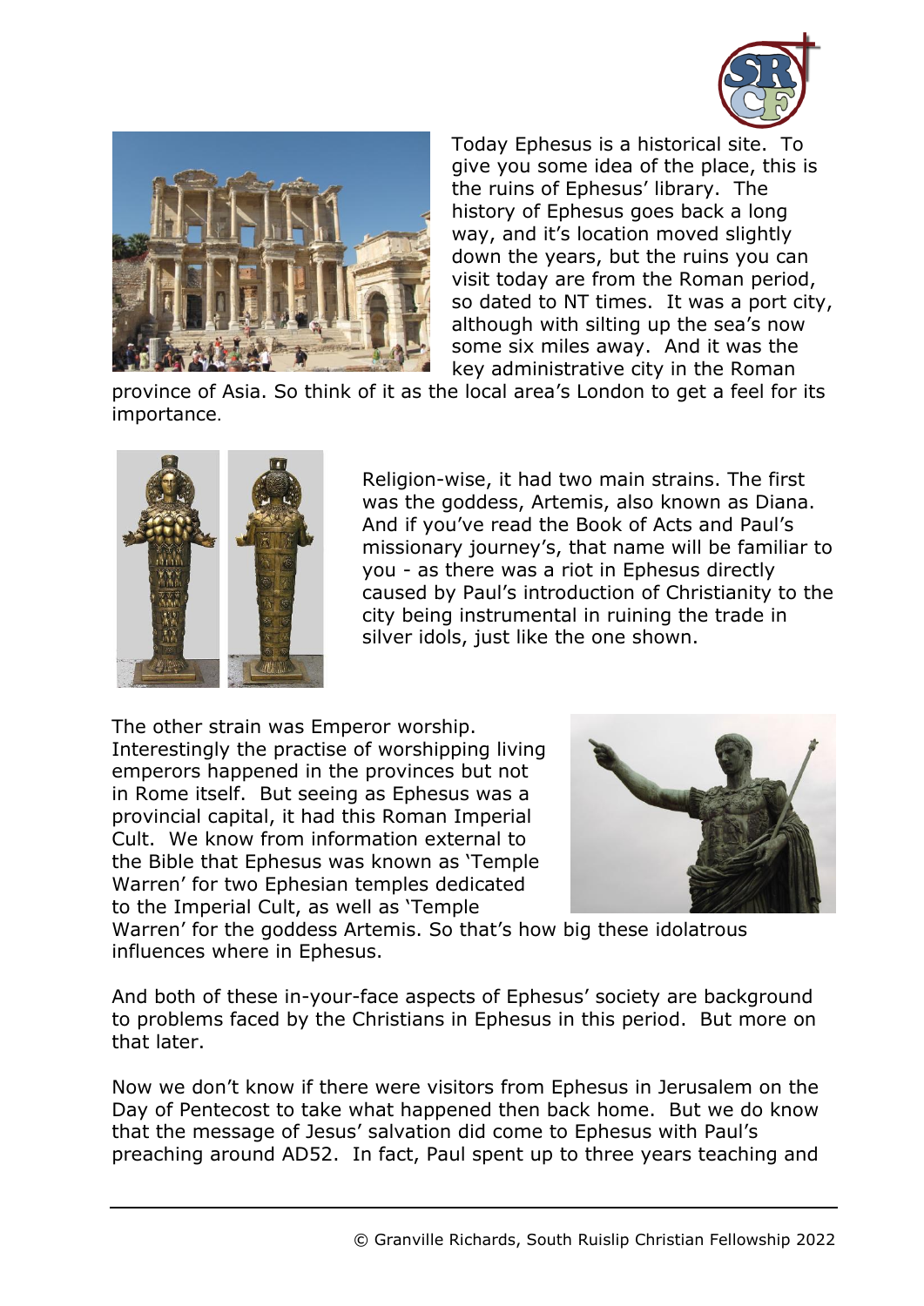Today Ephesus is a historical site. To give you some idea of the place, this is the ruins of Ephesus' library. The history of Ephesus goes back a long way, and it's location moved slightly down the years, but the ruins you can visit today are from the Roman period, so dated to NT times. It was a port city, although with silting up the sea's now some six miles away. And it was the key administrative city in the Roman province of Asia. So think of it as the local area's London to get a feel for its importance.

Religion-wise, it had two main strains. The first was the goddess, Artemis, also known as Diana. And if you've read the Book of Acts and Paul's missionary journey's, that name will be familiar to you - as there was a riot in Ephesus directly caused by Paul's introduction of Christianity to the city being instrumental in ruining the trade in silver idols, just like the one shown.

The other strain was Emperor worship. Interestingly the practise of worshipping living emperors happened in the provinces but not in Rome itself. But seeing as Ephesus was a provincial capital, it had this Roman Imperial Cult. We know from information external to the Bible that Ephesus was known as 'Temple Warren' for two Ephesian temples dedicated to the Imperial Cult, as well as 'Temple Warren' for the goddess Artemis. So that's how big these idolatrous influences where in Ephesus.

And both of these in-your-face aspects of Ephesus' society are background to problems faced by the Christians in Ephesus in this period. But more on that later.

Now we don't know if there were visitors from Ephesus in Jerusalem on the Day of Pentecost to take what happened then back home. But we do know that the message of Jesus' salvation did come to Ephesus with Paul's preaching around AD52. In fact, Paul spent up to three years teaching and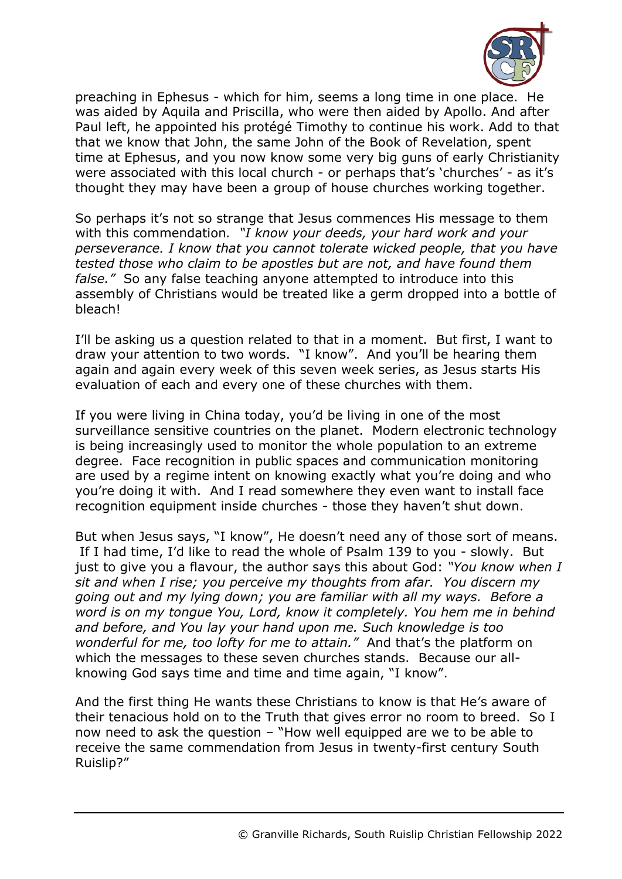preaching in Ephesus - which for him, seems a long time in one place. He was aided by Aquila and Priscilla, who were then aided by Apollo. And after Paul left, he appointed his protégé Timothy to continue his work. Add to that that we know that John, the same John of the Book of Revelation, spent time at Ephesus, and you now know some very big guns of early Christianity were associated with this local church - or perhaps that's 'churches' - as it's thought they may have been a group of house churches working together.

So perhaps it's not so strange that Jesus commences His message to them with this commendation. *"I know your deeds, your hard work and your perseverance. I know that you cannot tolerate wicked people, that you have tested those who claim to be apostles but are not, and have found them false."* So any false teaching anyone attempted to introduce into this assembly of Christians would be treated like a germ dropped into a bottle of bleach!

I'll be asking us a question related to that in a moment. But first, I want to draw your attention to two words. "I know". And you'll be hearing them again and again every week of this seven week series, as Jesus starts His evaluation of each and every one of these churches with them.

If you were living in China today, you'd be living in one of the most surveillance sensitive countries on the planet. Modern electronic technology is being increasingly used to monitor the whole population to an extreme degree. Face recognition in public spaces and communication monitoring are used by a regime intent on knowing exactly what you're doing and who you're doing it with. And I read somewhere they even want to install face recognition equipment inside churches - those they haven't shut down.

But when Jesus says, "I know", He doesn't need any of those sort of means. If I had time, I'd like to read the whole of Psalm 139 to you - slowly. But just to give you a flavour, the author says this about God: *"You know when I sit and when I rise; you perceive my thoughts from afar. You discern my going out and my lying down; you are familiar with all my ways. Before a word is on my tongue You, Lord, know it completely. You hem me in behind and before, and You lay your hand upon me. Such knowledge is too wonderful for me, too lofty for me to attain."* And that's the platform on which the messages to these seven churches stands. Because our all-knowing God says time and time and time again, "I know".

And the first thing He wants these Christians to know is that He's aware of their tenacious hold on to the Truth that gives error no room to breed. So I now need to ask the question – "How well equipped are we to be able to receive the same commendation from Jesus in twenty-first century South Ruislip?"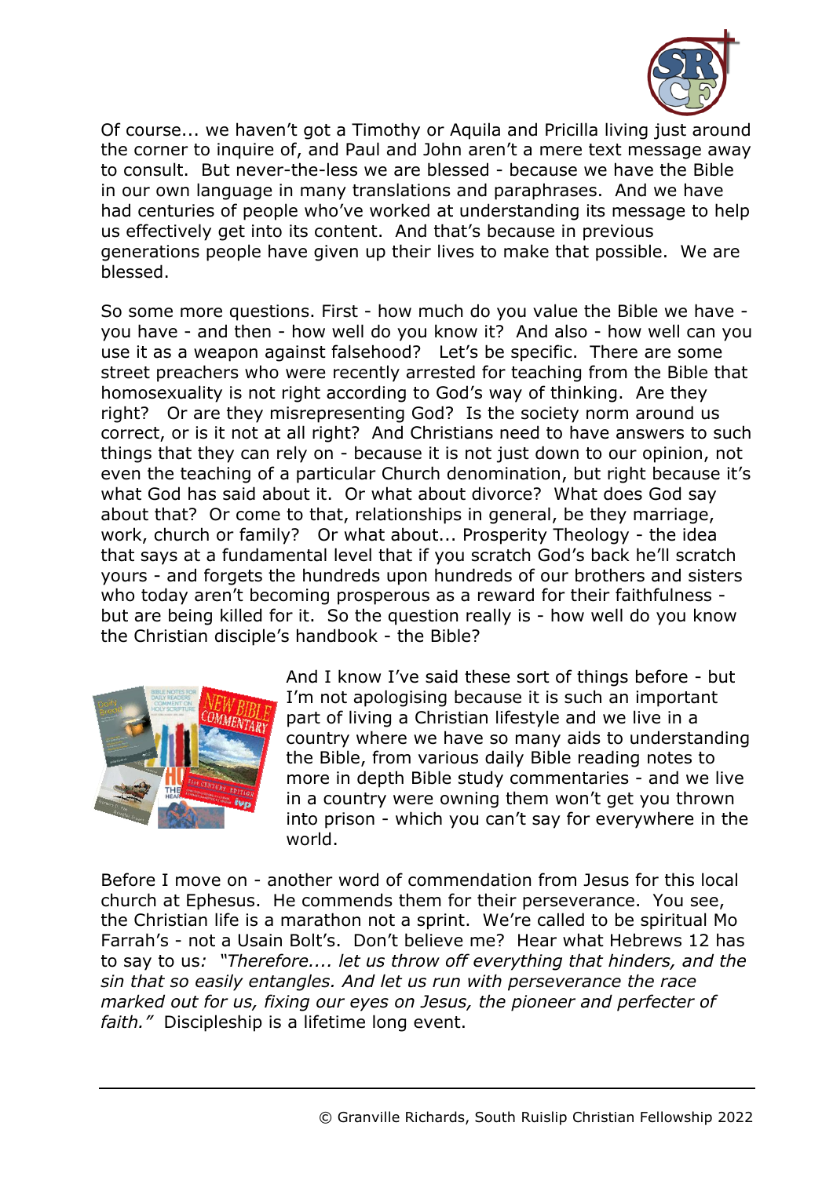Of course... we haven't got a Timothy or Aquila and Pricilla living just around the corner to inquire of, and Paul and John aren't a mere text message away to consult. But never-the-less we are blessed - because we have the Bible in our own language in many translations and paraphrases. And we have had centuries of people who've worked at understanding its message to help us effectively get into its content. And that's because in previous generations people have given up their lives to make that possible. We are blessed.

So some more questions. First - how much do you value the Bible we have - you have - and then - how well do you know it? And also - how well can you use it as a weapon against falsehood? Let's be specific. There are some street preachers who were recently arrested for teaching from the Bible that homosexuality is not right according to God's way of thinking. Are they right? Or are they misrepresenting God? Is the society norm around us correct, or is it not at all right? And Christians need to have answers to such things that they can rely on - because it is not just down to our opinion, not even the teaching of a particular Church denomination, but right because it's what God has said about it. Or what about divorce? What does God say about that? Or come to that, relationships in general, be they marriage, work, church or family? Or what about... Prosperity Theology - the idea that says at a fundamental level that if you scratch God's back he'll scratch yours - and forgets the hundreds upon hundreds of our brothers and sisters who today aren't becoming prosperous as a reward for their faithfulness - but are being killed for it. So the question really is - how well do you know the Christian disciple's handbook - the Bible?

And I know I've said these sort of things before - but I'm not apologising because it is such an important part of living a Christian lifestyle and we live in a country where we have so many aids to understanding the Bible, from various daily Bible reading notes to more in depth Bible study commentaries - and we live in a country were owning them won't get you thrown into prison - which you can't say for everywhere in the world.

Before I move on - another word of commendation from Jesus for this local church at Ephesus. He commends them for their perseverance. You see, the Christian life is a marathon not a sprint. We're called to be spiritual Mo Farrah's - not a Usain Bolt's. Don't believe me? Hear what Hebrews 12 has to say to us*: "Therefore.... let us throw off everything that hinders, and the sin that so easily entangles. And let us run with perseverance the race marked out for us, fixing our eyes on Jesus, the pioneer and perfecter of faith."* Discipleship is a lifetime long event.

© Granville Richards, South Ruislip Christian Fellowship 2022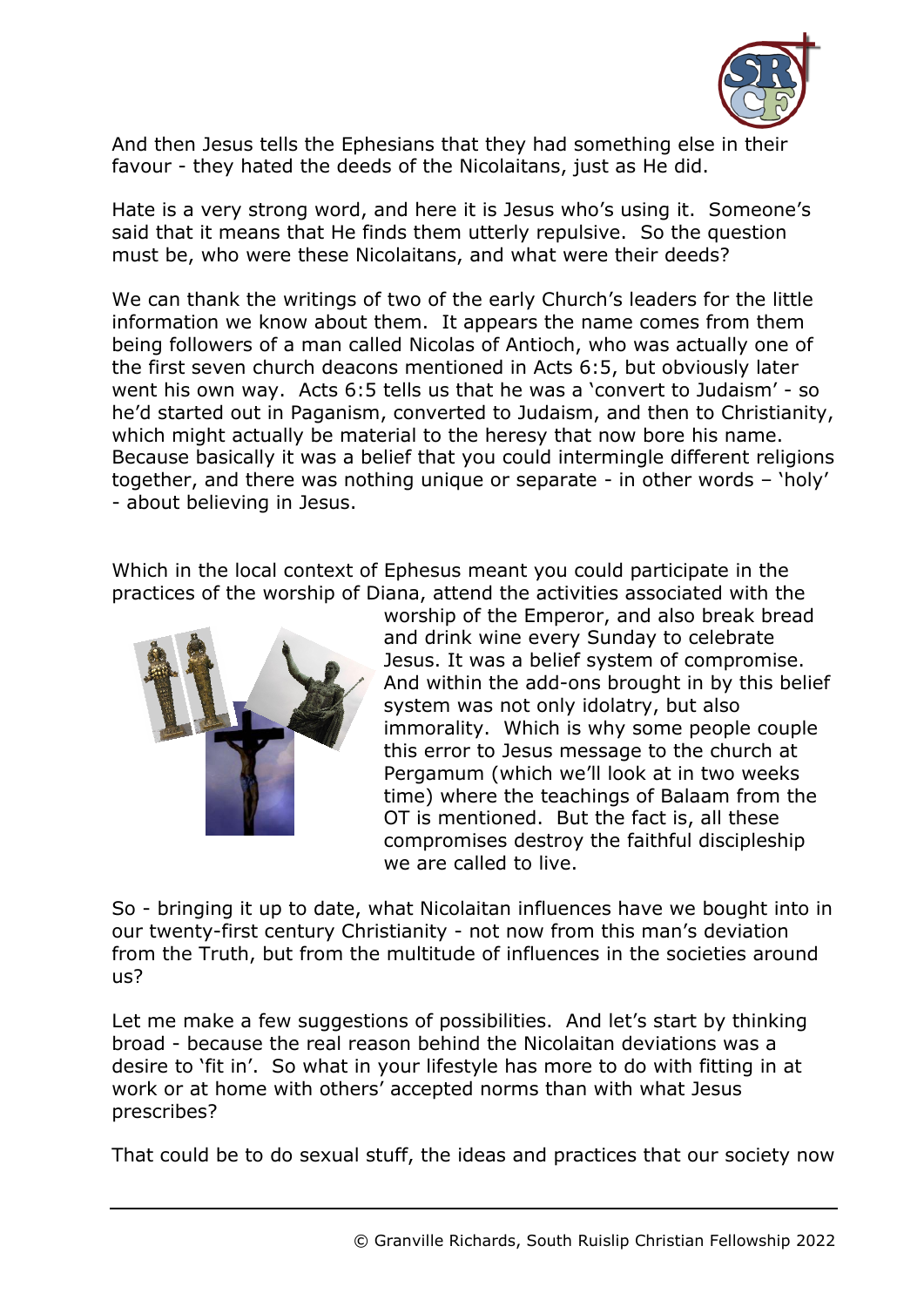And then Jesus tells the Ephesians that they had something else in their favour - they hated the deeds of the Nicolaitans, just as He did.

Hate is a very strong word, and here it is Jesus who's using it. Someone's said that it means that He finds them utterly repulsive. So the question must be, who were these Nicolaitans, and what were their deeds?

We can thank the writings of two of the early Church's leaders for the little information we know about them. It appears the name comes from them being followers of a man called Nicolas of Antioch, who was actually one of the first seven church deacons mentioned in Acts 6:5, but obviously later went his own way. Acts 6:5 tells us that he was a 'convert to Judaism' - so he'd started out in Paganism, converted to Judaism, and then to Christianity, which might actually be material to the heresy that now bore his name. Because basically it was a belief that you could intermingle different religions together, and there was nothing unique or separate - in other words – 'holy' - about believing in Jesus.

Which in the local context of Ephesus meant you could participate in the practices of the worship of Diana, attend the activities associated with the worship of the Emperor, and also break bread and drink wine every Sunday to celebrate Jesus. It was a belief system of compromise. And within the add-ons brought in by this belief system was not only idolatry, but also immorality. Which is why some people couple this error to Jesus message to the church at Pergamum (which we'll look at in two weeks time) where the teachings of Balaam from the OT is mentioned. But the fact is, all these compromises destroy the faithful discipleship we are called to live.

So - bringing it up to date, what Nicolaitan influences have we bought into in our twenty-first century Christianity - not now from this man's deviation from the Truth, but from the multitude of influences in the societies around us?

Let me make a few suggestions of possibilities. And let's start by thinking broad - because the real reason behind the Nicolaitan deviations was a desire to 'fit in'. So what in your lifestyle has more to do with fitting in at work or at home with others' accepted norms than with what Jesus prescribes?

That could be to do sexual stuff, the ideas and practices that our society now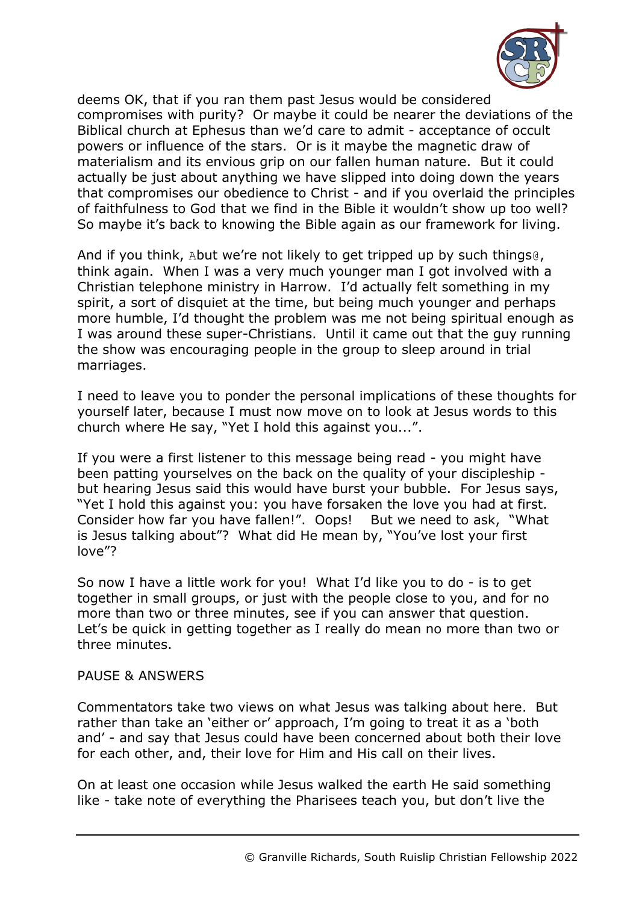deems OK, that if you ran them past Jesus would be considered compromises with purity? Or maybe it could be nearer the deviations of the Biblical church at Ephesus than we'd care to admit - acceptance of occult powers or influence of the stars. Or is it maybe the magnetic draw of materialism and its envious grip on our fallen human nature. But it could actually be just about anything we have slipped into doing down the years that compromises our obedience to Christ - and if you overlaid the principles of faithfulness to God that we find in the Bible it wouldn't show up too well? So maybe it's back to knowing the Bible again as our framework for living.

And if you think, Abut we're not likely to get tripped up by such things@, think again. When I was a very much younger man I got involved with a Christian telephone ministry in Harrow. I'd actually felt something in my spirit, a sort of disquiet at the time, but being much younger and perhaps more humble, I'd thought the problem was me not being spiritual enough as I was around these super-Christians. Until it came out that the guy running the show was encouraging people in the group to sleep around in trial marriages.

I need to leave you to ponder the personal implications of these thoughts for yourself later, because I must now move on to look at Jesus words to this church where He say, "Yet I hold this against you...".

If you were a first listener to this message being read - you might have been patting yourselves on the back on the quality of your discipleship - but hearing Jesus said this would have burst your bubble. For Jesus says, "Yet I hold this against you: you have forsaken the love you had at first. Consider how far you have fallen!". Oops! But we need to ask, "What is Jesus talking about"? What did He mean by, "You've lost your first love"?

So now I have a little work for you! What I'd like you to do - is to get together in small groups, or just with the people close to you, and for no more than two or three minutes, see if you can answer that question. Let's be quick in getting together as I really do mean no more than two or three minutes.

PAUSE & ANSWERS

Commentators take two views on what Jesus was talking about here. But rather than take an 'either or' approach, I'm going to treat it as a 'both and' - and say that Jesus could have been concerned about both their love for each other, and, their love for Him and His call on their lives.

On at least one occasion while Jesus walked the earth He said something like - take note of everything the Pharisees teach you, but don't live the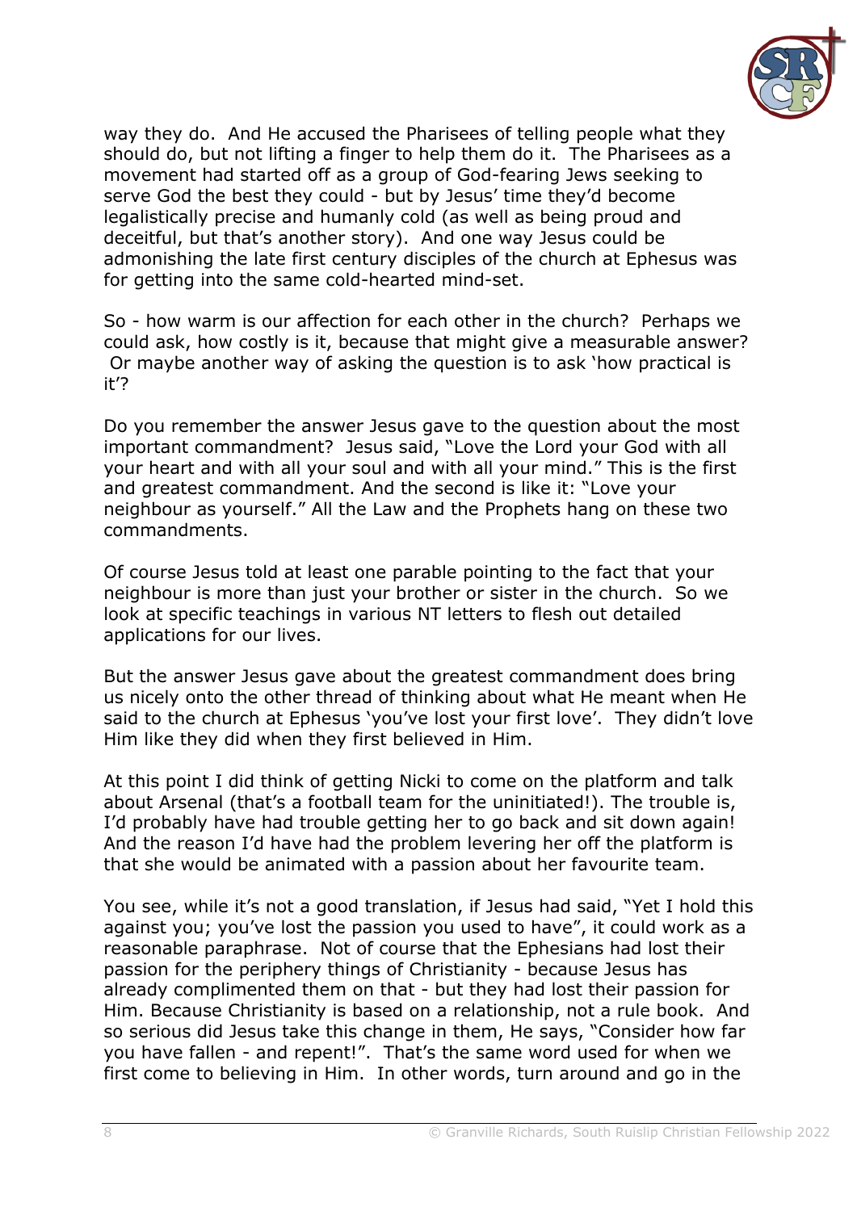way they do. And He accused the Pharisees of telling people what they should do, but not lifting a finger to help them do it. The Pharisees as a movement had started off as a group of God-fearing Jews seeking to serve God the best they could - but by Jesus' time they'd become legalistically precise and humanly cold (as well as being proud and deceitful, but that's another story). And one way Jesus could be admonishing the late first century disciples of the church at Ephesus was for getting into the same cold-hearted mind-set.

So - how warm is our affection for each other in the church? Perhaps we could ask, how costly is it, because that might give a measurable answer? Or maybe another way of asking the question is to ask 'how practical is it'?

Do you remember the answer Jesus gave to the question about the most important commandment? Jesus said, "Love the Lord your God with all your heart and with all your soul and with all your mind." This is the first and greatest commandment. And the second is like it: "Love your neighbour as yourself." All the Law and the Prophets hang on these two commandments.

Of course Jesus told at least one parable pointing to the fact that your neighbour is more than just your brother or sister in the church. So we look at specific teachings in various NT letters to flesh out detailed applications for our lives.

But the answer Jesus gave about the greatest commandment does bring us nicely onto the other thread of thinking about what He meant when He said to the church at Ephesus 'you've lost your first love'. They didn't love Him like they did when they first believed in Him.

At this point I did think of getting Nicki to come on the platform and talk about Arsenal (that's a football team for the uninitiated!). The trouble is, I'd probably have had trouble getting her to go back and sit down again! And the reason I'd have had the problem levering her off the platform is that she would be animated with a passion about her favourite team.

You see, while it's not a good translation, if Jesus had said, "Yet I hold this against you; you've lost the passion you used to have", it could work as a reasonable paraphrase. Not of course that the Ephesians had lost their passion for the periphery things of Christianity - because Jesus has already complimented them on that - but they had lost their passion for Him. Because Christianity is based on a relationship, not a rule book. And so serious did Jesus take this change in them, He says, "Consider how far you have fallen - and repent!". That's the same word used for when we first come to believing in Him. In other words, turn around and go in the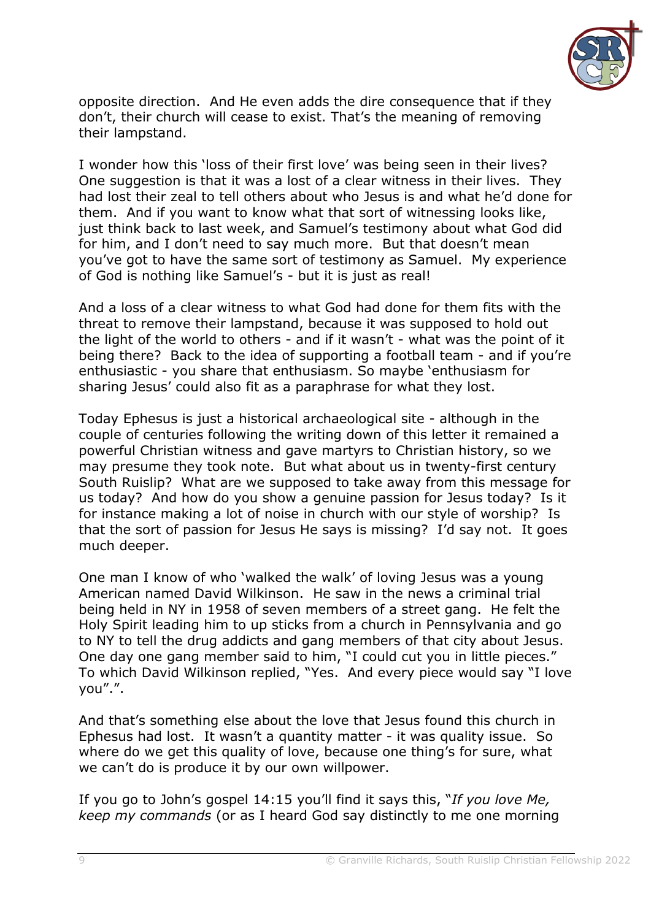opposite direction. And He even adds the dire consequence that if they don't, their church will cease to exist. That's the meaning of removing their lampstand.

I wonder how this 'loss of their first love' was being seen in their lives? One suggestion is that it was a lost of a clear witness in their lives. They had lost their zeal to tell others about who Jesus is and what he'd done for them. And if you want to know what that sort of witnessing looks like, just think back to last week, and Samuel's testimony about what God did for him, and I don't need to say much more. But that doesn't mean you've got to have the same sort of testimony as Samuel. My experience of God is nothing like Samuel's - but it is just as real!

And a loss of a clear witness to what God had done for them fits with the threat to remove their lampstand, because it was supposed to hold out the light of the world to others - and if it wasn't - what was the point of it being there? Back to the idea of supporting a football team - and if you're enthusiastic - you share that enthusiasm. So maybe 'enthusiasm for sharing Jesus' could also fit as a paraphrase for what they lost.

Today Ephesus is just a historical archaeological site - although in the couple of centuries following the writing down of this letter it remained a powerful Christian witness and gave martyrs to Christian history, so we may presume they took note. But what about us in twenty-first century South Ruislip? What are we supposed to take away from this message for us today? And how do you show a genuine passion for Jesus today? Is it for instance making a lot of noise in church with our style of worship? Is that the sort of passion for Jesus He says is missing? I'd say not. It goes much deeper.

One man I know of who 'walked the walk' of loving Jesus was a young American named David Wilkinson. He saw in the news a criminal trial being held in NY in 1958 of seven members of a street gang. He felt the Holy Spirit leading him to up sticks from a church in Pennsylvania and go to NY to tell the drug addicts and gang members of that city about Jesus. One day one gang member said to him, "I could cut you in little pieces." To which David Wilkinson replied, "Yes. And every piece would say "I love you".".

And that's something else about the love that Jesus found this church in Ephesus had lost. It wasn't a quantity matter - it was quality issue. So where do we get this quality of love, because one thing's for sure, what we can't do is produce it by our own willpower.

If you go to John's gospel 14:15 you'll find it says this, "*If you love Me, keep my commands* (or as I heard God say distinctly to me one morning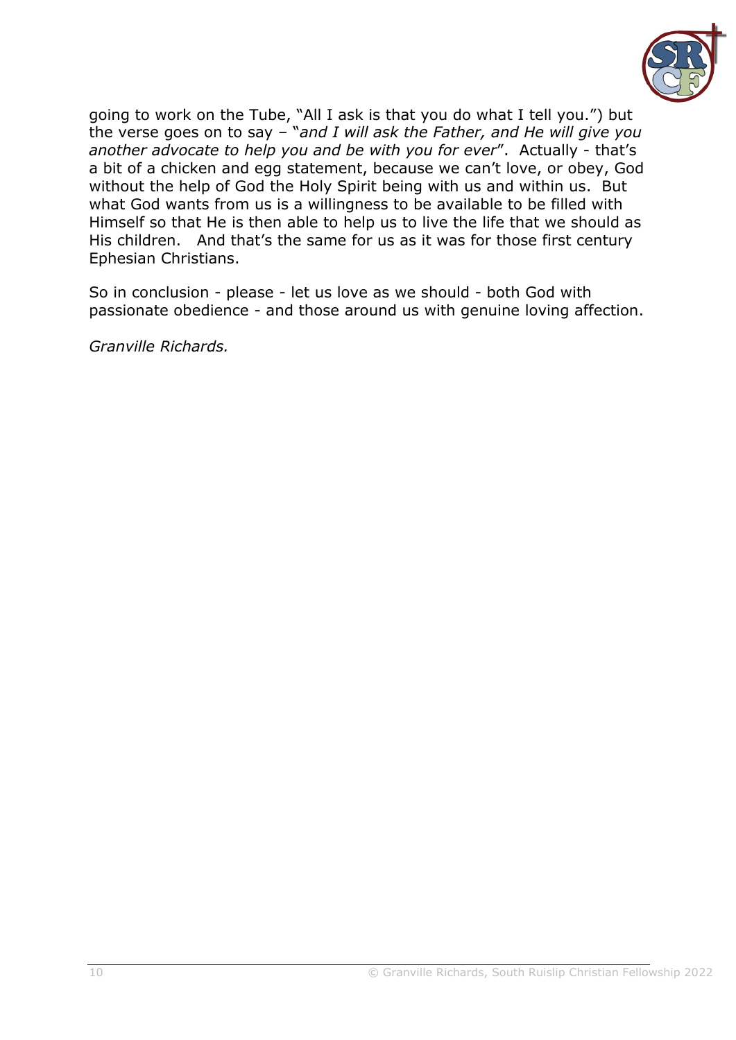going to work on the Tube, "All I ask is that you do what I tell you.") but the verse goes on to say – "*and I will ask the Father, and He will give you another advocate to help you and be with you for ever*". Actually - that's a bit of a chicken and egg statement, because we can't love, or obey, God without the help of God the Holy Spirit being with us and within us. But what God wants from us is a willingness to be available to be filled with Himself so that He is then able to help us to live the life that we should as His children. And that's the same for us as it was for those first century Ephesian Christians.

So in conclusion - please - let us love as we should - both God with passionate obedience - and those around us with genuine loving affection.

*Granville Richards.*